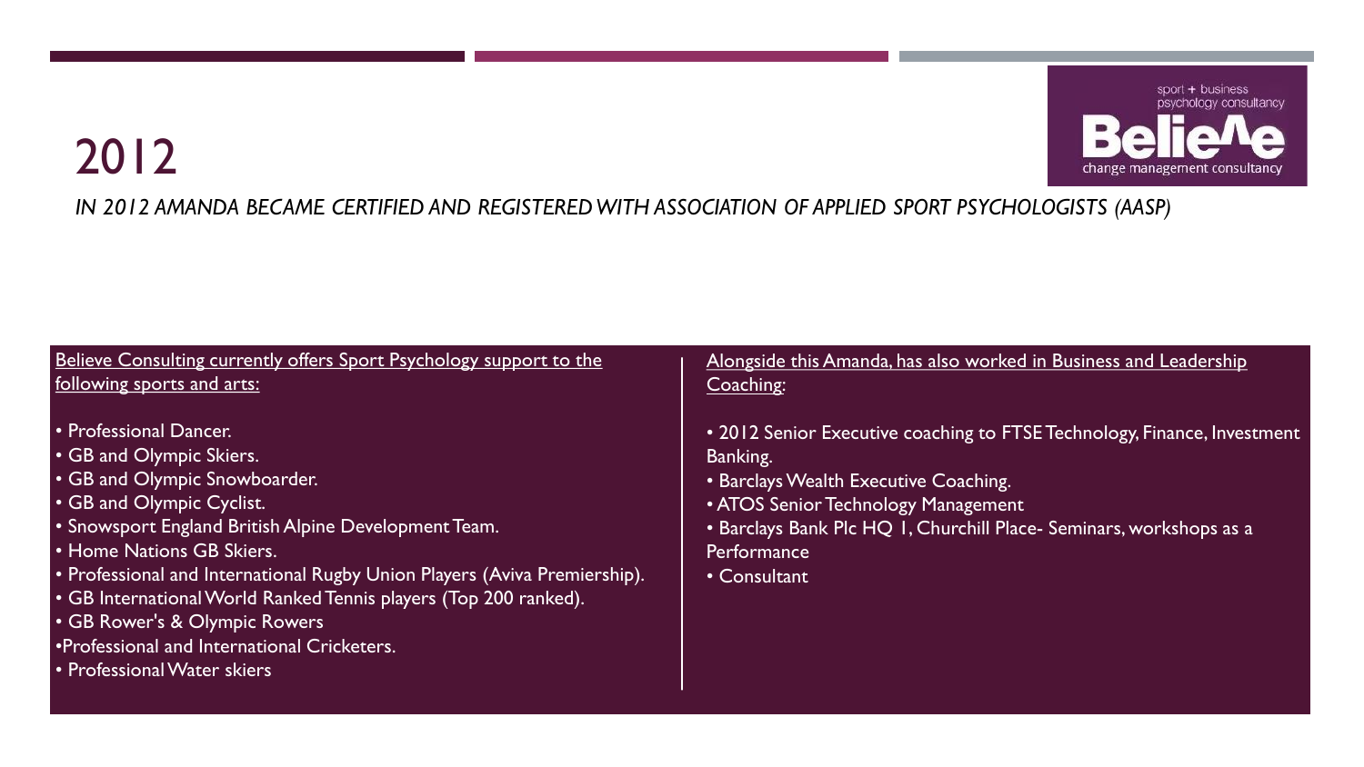# 2012

*IN 2012 AMANDA BECAME CERTIFIED AND REGISTERED WITH ASSOCIATION OF APPLIED SPORT PSYCHOLOGISTS (AASP)*

sport + business psychology consultancy
Believe
change management consultancy

<u>Believe Consulting currently offers Sport Psychology support to the following sports and arts:</u>

- Professional Dancer.
- GB and Olympic Skiers.
- GB and Olympic Snowboarder.
- GB and Olympic Cyclist.
- Snowsport England British Alpine Development Team.
- Home Nations GB Skiers.
- Professional and International Rugby Union Players (Aviva Premiership).
- GB International World Ranked Tennis players (Top 200 ranked).
- GB Rower's & Olympic Rowers
- Professional and International Cricketers.
- Professional Water skiers

<u>Alongside this Amanda, has also worked in Business and Leadership Coaching:</u>

- 2012 Senior Executive coaching to FTSE Technology, Finance, Investment Banking.
- Barclays Wealth Executive Coaching.
- ATOS Senior Technology Management
- Barclays Bank Plc HQ 1, Churchill Place- Seminars, workshops as a Performance
- Consultant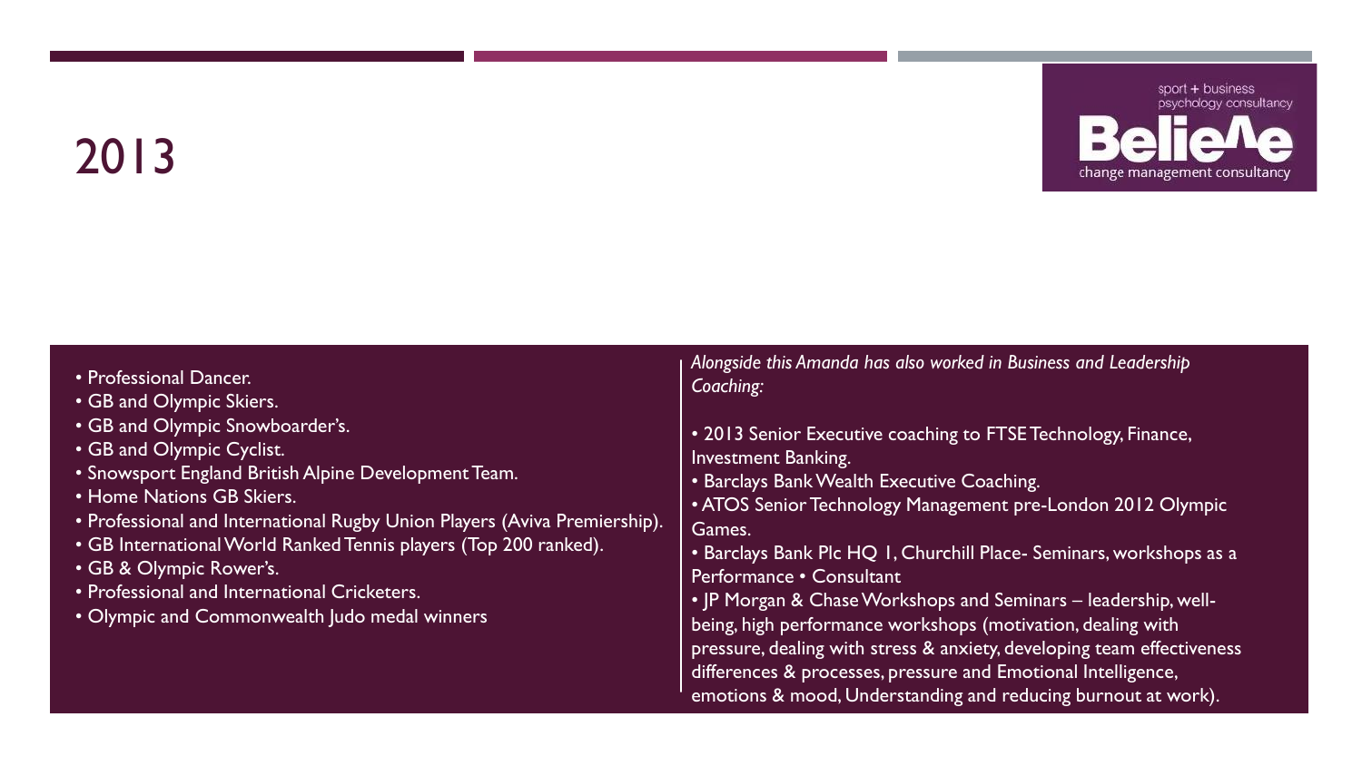# 2013

sport + business psychology consultancy

**Believe**

change management consultancy

- Professional Dancer.
- GB and Olympic Skiers.
- GB and Olympic Snowboarder's.
- GB and Olympic Cyclist.
- Snowsport England British Alpine Development Team.
- Home Nations GB Skiers.
- Professional and International Rugby Union Players (Aviva Premiership).
- GB International World Ranked Tennis players (Top 200 ranked).
- GB & Olympic Rower's.
- Professional and International Cricketers.
- Olympic and Commonwealth Judo medal winners

*Alongside this Amanda has also worked in Business and Leadership Coaching:*

- 2013 Senior Executive coaching to FTSE Technology, Finance, Investment Banking.
- Barclays Bank Wealth Executive Coaching.
- ATOS Senior Technology Management pre-London 2012 Olympic Games.
- Barclays Bank Plc HQ 1, Churchill Place- Seminars, workshops as a Performance • Consultant
- JP Morgan & Chase Workshops and Seminars – leadership, well-being, high performance workshops (motivation, dealing with pressure, dealing with stress & anxiety, developing team effectiveness differences & processes, pressure and Emotional Intelligence, emotions & mood, Understanding and reducing burnout at work).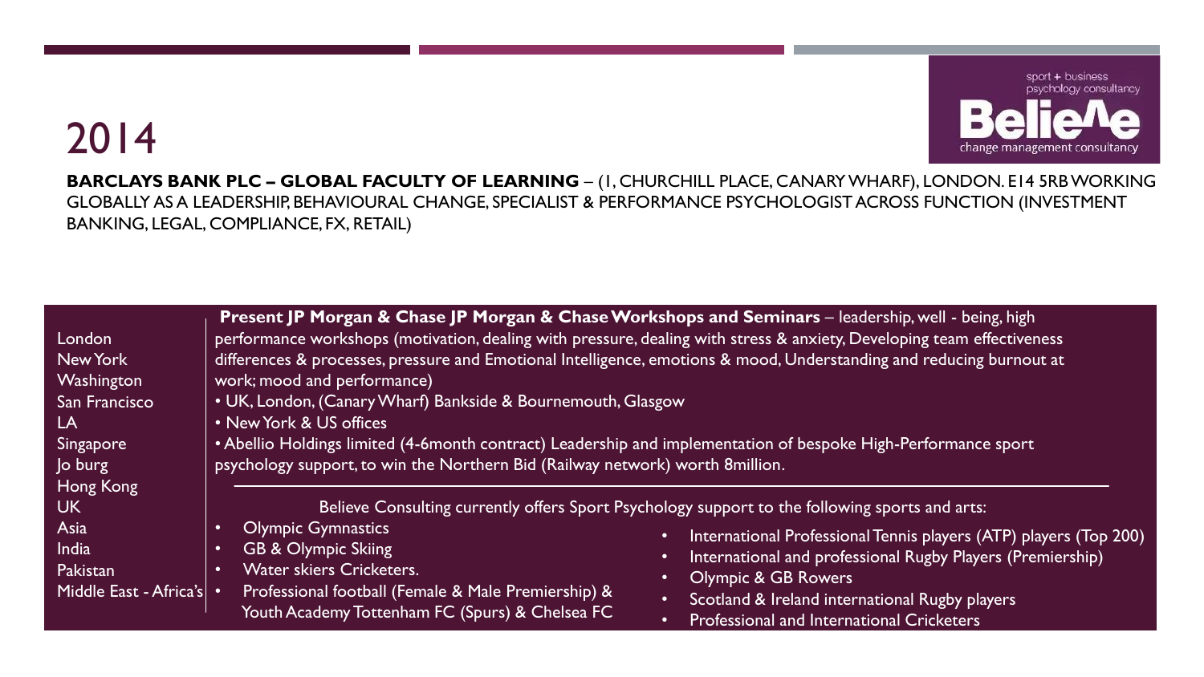# 2014

sport + business psychology consultancy

Believe

change management consultancy

**BARCLAYS BANK PLC – GLOBAL FACULTY OF LEARNING** – (1, CHURCHILL PLACE, CANARY WHARF), LONDON. E14 5RB WORKING GLOBALLY AS A LEADERSHIP, BEHAVIOURAL CHANGE, SPECIALIST & PERFORMANCE PSYCHOLOGIST ACROSS FUNCTION (INVESTMENT BANKING, LEGAL, COMPLIANCE, FX, RETAIL)

London
New York
Washington
San Francisco
LA
Singapore
Jo burg
Hong Kong
UK
Asia
India
Pakistan
Middle East - Africa's

**Present JP Morgan & Chase JP Morgan & Chase Workshops and Seminars** – leadership, well - being, high performance workshops (motivation, dealing with pressure, dealing with stress & anxiety, Developing team effectiveness differences & processes, pressure and Emotional Intelligence, emotions & mood, Understanding and reducing burnout at work; mood and performance)

- UK, London, (Canary Wharf) Bankside & Bournemouth, Glasgow
- New York & US offices
- Abellio Holdings limited (4-6month contract) Leadership and implementation of bespoke High-Performance sport psychology support, to win the Northern Bid (Railway network) worth 8million.

---

Believe Consulting currently offers Sport Psychology support to the following sports and arts:

- Olympic Gymnastics
- GB & Olympic Skiing
- Water skiers Cricketers.
- Professional football (Female & Male Premiership) & Youth Academy Tottenham FC (Spurs) & Chelsea FC
- International Professional Tennis players (ATP) players (Top 200)
- International and professional Rugby Players (Premiership)
- Olympic & GB Rowers
- Scotland & Ireland international Rugby players
- Professional and International Cricketers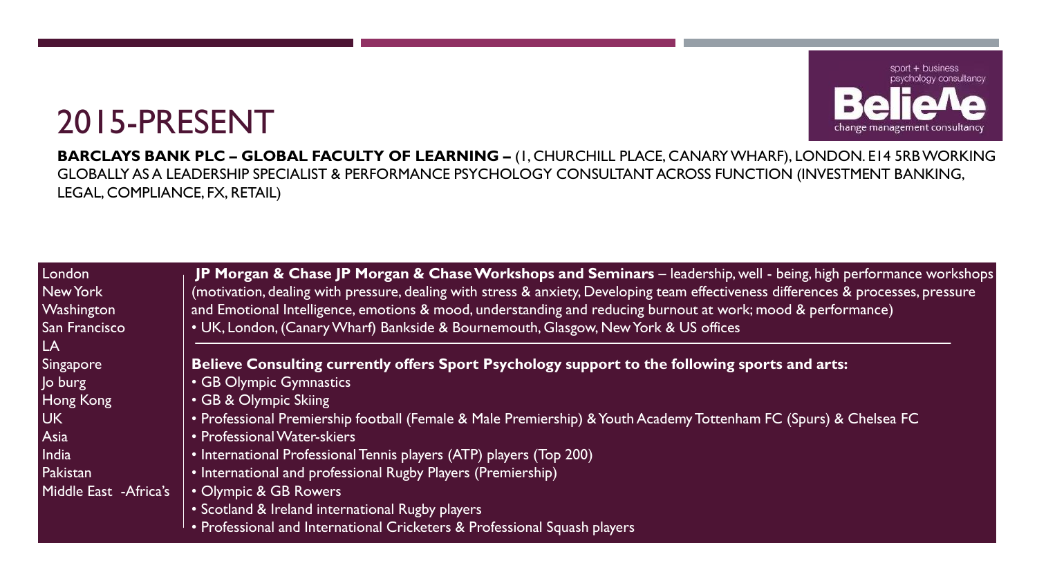# 2015-PRESENT

**BARCLAYS BANK PLC – GLOBAL FACULTY OF LEARNING –** (1, CHURCHILL PLACE, CANARY WHARF), LONDON. E14 5RB WORKING GLOBALLY AS A LEADERSHIP SPECIALIST & PERFORMANCE PSYCHOLOGY CONSULTANT ACROSS FUNCTION (INVESTMENT BANKING, LEGAL, COMPLIANCE, FX, RETAIL)

London
New York
Washington
San Francisco
LA
Singapore
Jo burg
Hong Kong
UK
Asia
India
Pakistan
Middle East -Africa's

**JP Morgan & Chase JP Morgan & Chase Workshops and Seminars** – leadership, well - being, high performance workshops (motivation, dealing with pressure, dealing with stress & anxiety, Developing team effectiveness differences & processes, pressure and Emotional Intelligence, emotions & mood, understanding and reducing burnout at work; mood & performance)

- UK, London, (Canary Wharf) Bankside & Bournemouth, Glasgow, New York & US offices

---

**Believe Consulting currently offers Sport Psychology support to the following sports and arts:**

- GB Olympic Gymnastics
- GB & Olympic Skiing
- Professional Premiership football (Female & Male Premiership) & Youth Academy Tottenham FC (Spurs) & Chelsea FC
- Professional Water-skiers
- International Professional Tennis players (ATP) players (Top 200)
- International and professional Rugby Players (Premiership)
- Olympic & GB Rowers
- Scotland & Ireland international Rugby players
- Professional and International Cricketers & Professional Squash players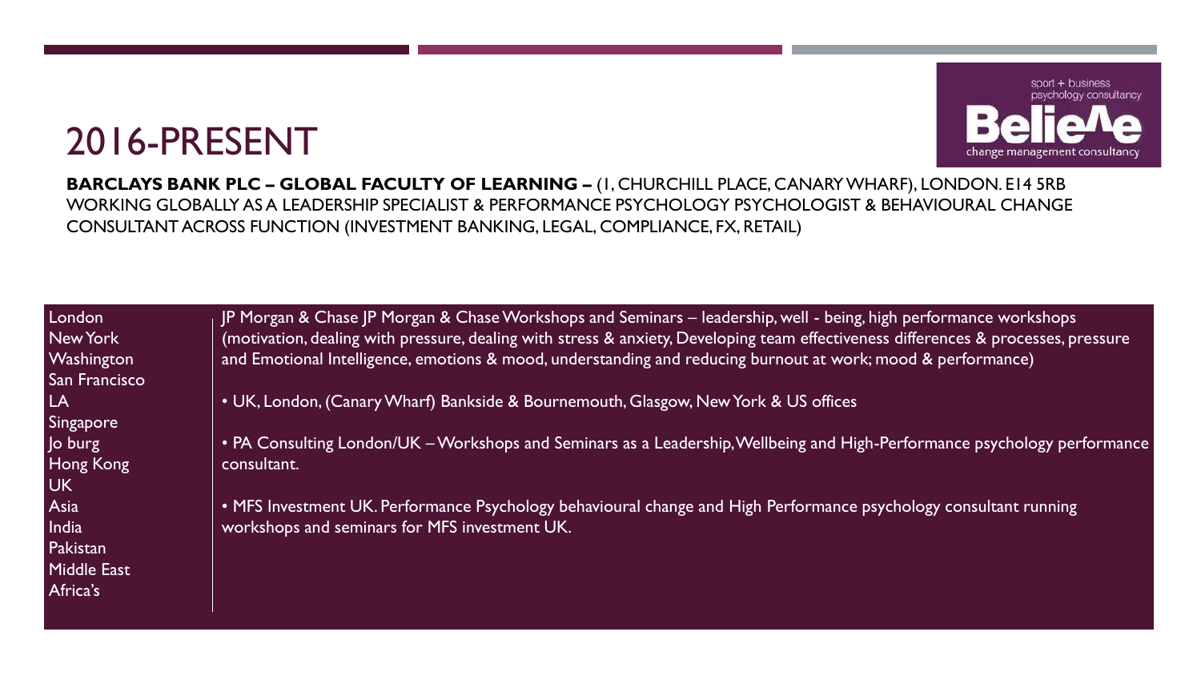# 2016-PRESENT

**BARCLAYS BANK PLC – GLOBAL FACULTY OF LEARNING –** (1, CHURCHILL PLACE, CANARY WHARF), LONDON. E14 5RB
WORKING GLOBALLY AS A LEADERSHIP SPECIALIST & PERFORMANCE PSYCHOLOGY PSYCHOLOGIST & BEHAVIOURAL CHANGE CONSULTANT ACROSS FUNCTION (INVESTMENT BANKING, LEGAL, COMPLIANCE, FX, RETAIL)

| Locations | Details |
| --- | --- |
| London<br>New York<br>Washington<br>San Francisco<br>LA<br>Singapore<br>Jo burg<br>Hong Kong<br>UK<br>Asia<br>India<br>Pakistan<br>Middle East<br>Africa's | JP Morgan & Chase JP Morgan & Chase Workshops and Seminars – leadership, well - being, high performance workshops (motivation, dealing with pressure, dealing with stress & anxiety, Developing team effectiveness differences & processes, pressure and Emotional Intelligence, emotions & mood, understanding and reducing burnout at work; mood & performance)<br><br>• UK, London, (Canary Wharf) Bankside & Bournemouth, Glasgow, New York & US offices<br><br>• PA Consulting London/UK – Workshops and Seminars as a Leadership, Wellbeing and High-Performance psychology performance consultant.<br><br>• MFS Investment UK. Performance Psychology behavioural change and High Performance psychology consultant running workshops and seminars for MFS investment UK. |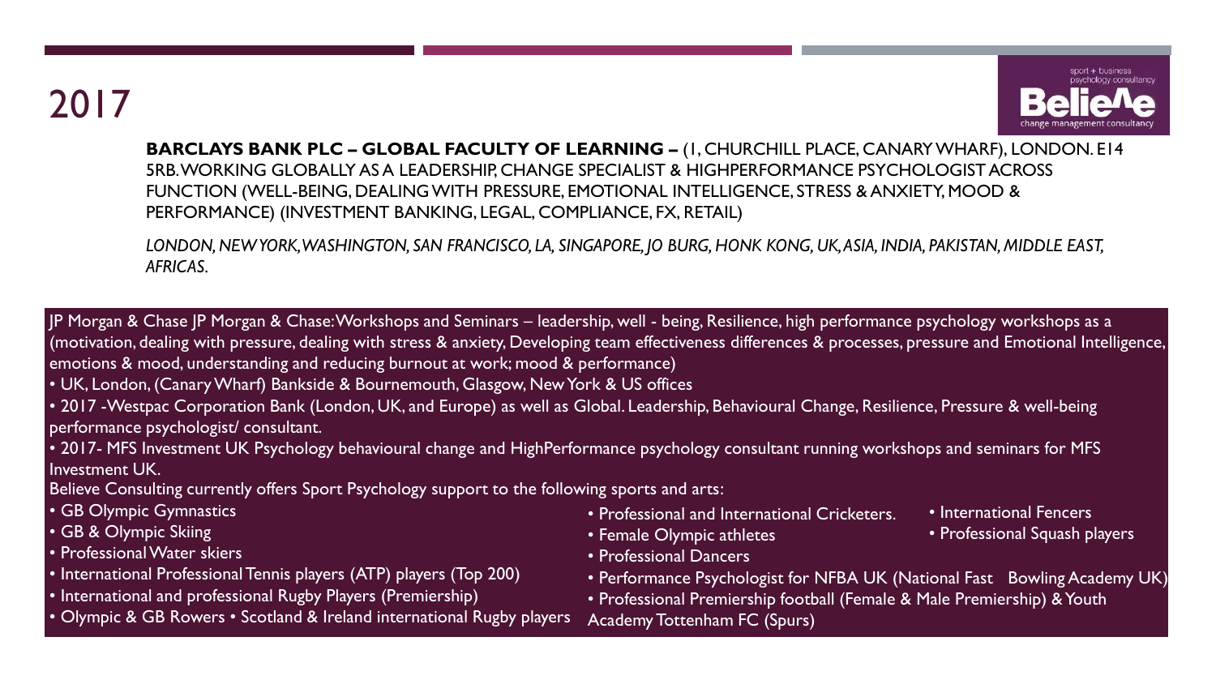# 2017

**BARCLAYS BANK PLC – GLOBAL FACULTY OF LEARNING –** (1, CHURCHILL PLACE, CANARY WHARF), LONDON. E14 5RB. WORKING GLOBALLY AS A LEADERSHIP, CHANGE SPECIALIST & HIGHPERFORMANCE PSYCHOLOGIST ACROSS FUNCTION (WELL-BEING, DEALING WITH PRESSURE, EMOTIONAL INTELLIGENCE, STRESS & ANXIETY, MOOD & PERFORMANCE) (INVESTMENT BANKING, LEGAL, COMPLIANCE, FX, RETAIL)

*LONDON, NEW YORK, WASHINGTON, SAN FRANCISCO, LA, SINGAPORE, JO BURG, HONK KONG, UK, ASIA, INDIA, PAKISTAN, MIDDLE EAST, AFRICAS.*

JP Morgan & Chase JP Morgan & Chase: Workshops and Seminars – leadership, well - being, Resilience, high performance psychology workshops as a (motivation, dealing with pressure, dealing with stress & anxiety, Developing team effectiveness differences & processes, pressure and Emotional Intelligence, emotions & mood, understanding and reducing burnout at work; mood & performance)

- UK, London, (Canary Wharf) Bankside & Bournemouth, Glasgow, New York & US offices
- 2017 -Westpac Corporation Bank (London, UK, and Europe) as well as Global. Leadership, Behavioural Change, Resilience, Pressure & well-being performance psychologist/ consultant.
- 2017- MFS Investment UK Psychology behavioural change and HighPerformance psychology consultant running workshops and seminars for MFS Investment UK.

Believe Consulting currently offers Sport Psychology support to the following sports and arts:

- GB Olympic Gymnastics
- GB & Olympic Skiing
- Professional Water skiers
- International Professional Tennis players (ATP) players (Top 200)
- International and professional Rugby Players (Premiership)
- Olympic & GB Rowers
- Scotland & Ireland international Rugby players
- Professional and International Cricketers.
- Female Olympic athletes
- Professional Dancers
- Performance Psychologist for NFBA UK (National Fast Bowling Academy UK)
- Professional Premiership football (Female & Male Premiership) & Youth Academy Tottenham FC (Spurs)
- International Fencers
- Professional Squash players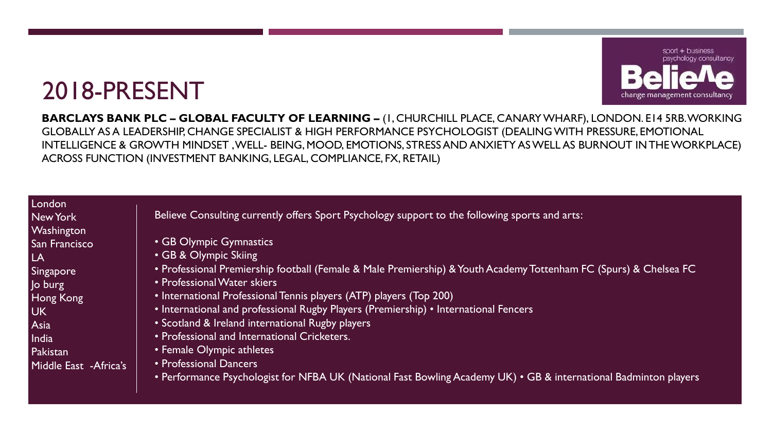# 2018-PRESENT

sport + business psychology consultancy

Believe

change management consultancy

**BARCLAYS BANK PLC – GLOBAL FACULTY OF LEARNING –** (1, CHURCHILL PLACE, CANARY WHARF), LONDON. E14 5RB. WORKING GLOBALLY AS A LEADERSHIP, CHANGE SPECIALIST & HIGH PERFORMANCE PSYCHOLOGIST (DEALING WITH PRESSURE, EMOTIONAL INTELLIGENCE & GROWTH MINDSET , WELL- BEING, MOOD, EMOTIONS, STRESS AND ANXIETY AS WELL AS BURNOUT IN THE WORKPLACE) ACROSS FUNCTION (INVESTMENT BANKING, LEGAL, COMPLIANCE, FX, RETAIL)

London
New York
Washington
San Francisco
LA
Singapore
Jo burg
Hong Kong
UK
Asia
India
Pakistan
Middle East -Africa's

Believe Consulting currently offers Sport Psychology support to the following sports and arts:

- GB Olympic Gymnastics
- GB & Olympic Skiing
- Professional Premiership football (Female & Male Premiership) & Youth Academy Tottenham FC (Spurs) & Chelsea FC
- Professional Water skiers
- International Professional Tennis players (ATP) players (Top 200)
- International and professional Rugby Players (Premiership) • International Fencers
- Scotland & Ireland international Rugby players
- Professional and International Cricketers.
- Female Olympic athletes
- Professional Dancers
- Performance Psychologist for NFBA UK (National Fast Bowling Academy UK) • GB & international Badminton players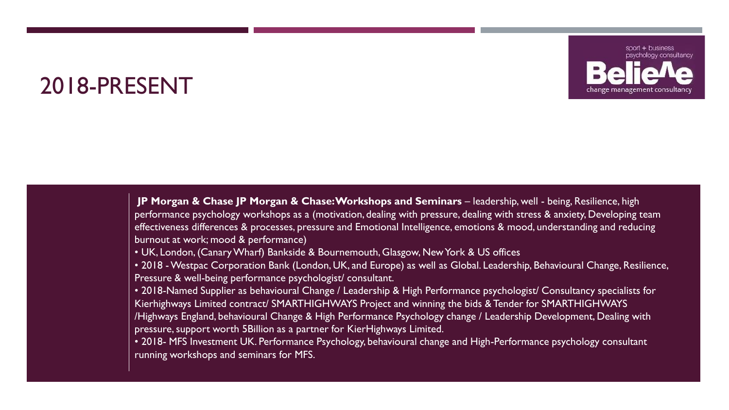# 2018-PRESENT

**JP Morgan & Chase JP Morgan & Chase: Workshops and Seminars** – leadership, well - being, Resilience, high performance psychology workshops as a (motivation, dealing with pressure, dealing with stress & anxiety, Developing team effectiveness differences & processes, pressure and Emotional Intelligence, emotions & mood, understanding and reducing burnout at work; mood & performance)

- UK, London, (Canary Wharf) Bankside & Bournemouth, Glasgow, New York & US offices
- 2018 - Westpac Corporation Bank (London, UK, and Europe) as well as Global. Leadership, Behavioural Change, Resilience, Pressure & well-being performance psychologist/ consultant.
- 2018-Named Supplier as behavioural Change / Leadership & High Performance psychologist/ Consultancy specialists for Kierhighways Limited contract/ SMARTHIGHWAYS Project and winning the bids & Tender for SMARTHIGHWAYS /Highways England, behavioural Change & High Performance Psychology change / Leadership Development, Dealing with pressure, support worth 5Billion as a partner for KierHighways Limited.
- 2018- MFS Investment UK. Performance Psychology, behavioural change and High-Performance psychology consultant running workshops and seminars for MFS.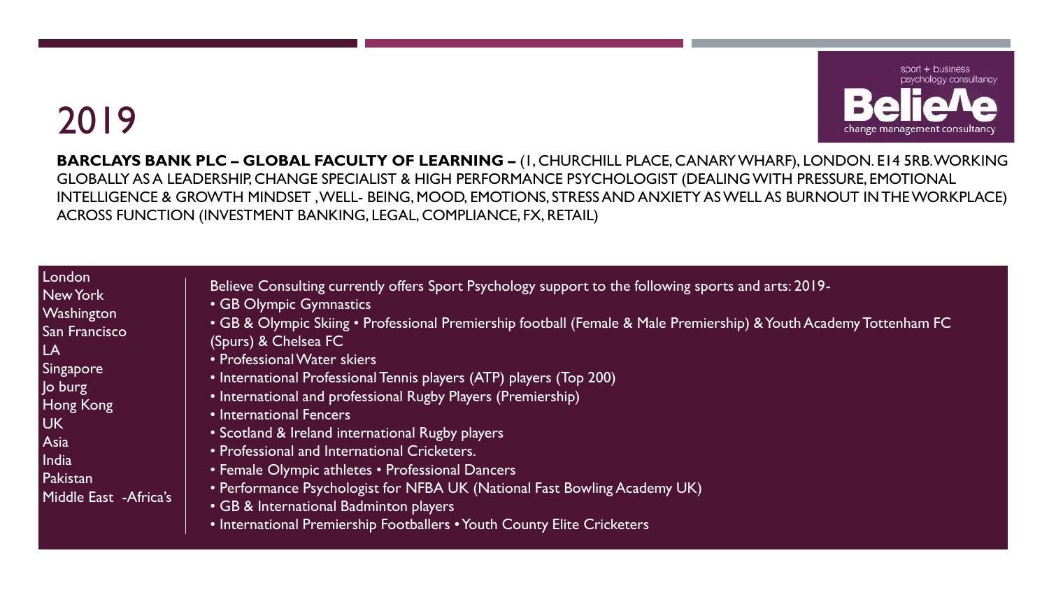# 2019

sport + business psychology consultancy

Believe

change management consultancy

**BARCLAYS BANK PLC – GLOBAL FACULTY OF LEARNING –** (1, CHURCHILL PLACE, CANARY WHARF), LONDON. E14 5RB. WORKING GLOBALLY AS A LEADERSHIP, CHANGE SPECIALIST & HIGH PERFORMANCE PSYCHOLOGIST (DEALING WITH PRESSURE, EMOTIONAL INTELLIGENCE & GROWTH MINDSET , WELL- BEING, MOOD, EMOTIONS, STRESS AND ANXIETY AS WELL AS BURNOUT IN THE WORKPLACE) ACROSS FUNCTION (INVESTMENT BANKING, LEGAL, COMPLIANCE, FX, RETAIL)

London
New York
Washington
San Francisco
LA
Singapore
Jo burg
Hong Kong
UK
Asia
India
Pakistan
Middle East -Africa's

Believe Consulting currently offers Sport Psychology support to the following sports and arts: 2019-

- GB Olympic Gymnastics
- GB & Olympic Skiing • Professional Premiership football (Female & Male Premiership) & Youth Academy Tottenham FC (Spurs) & Chelsea FC
- Professional Water skiers
- International Professional Tennis players (ATP) players (Top 200)
- International and professional Rugby Players (Premiership)
- International Fencers
- Scotland & Ireland international Rugby players
- Professional and International Cricketers.
- Female Olympic athletes • Professional Dancers
- Performance Psychologist for NFBA UK (National Fast Bowling Academy UK)
- GB & International Badminton players
- International Premiership Footballers • Youth County Elite Cricketers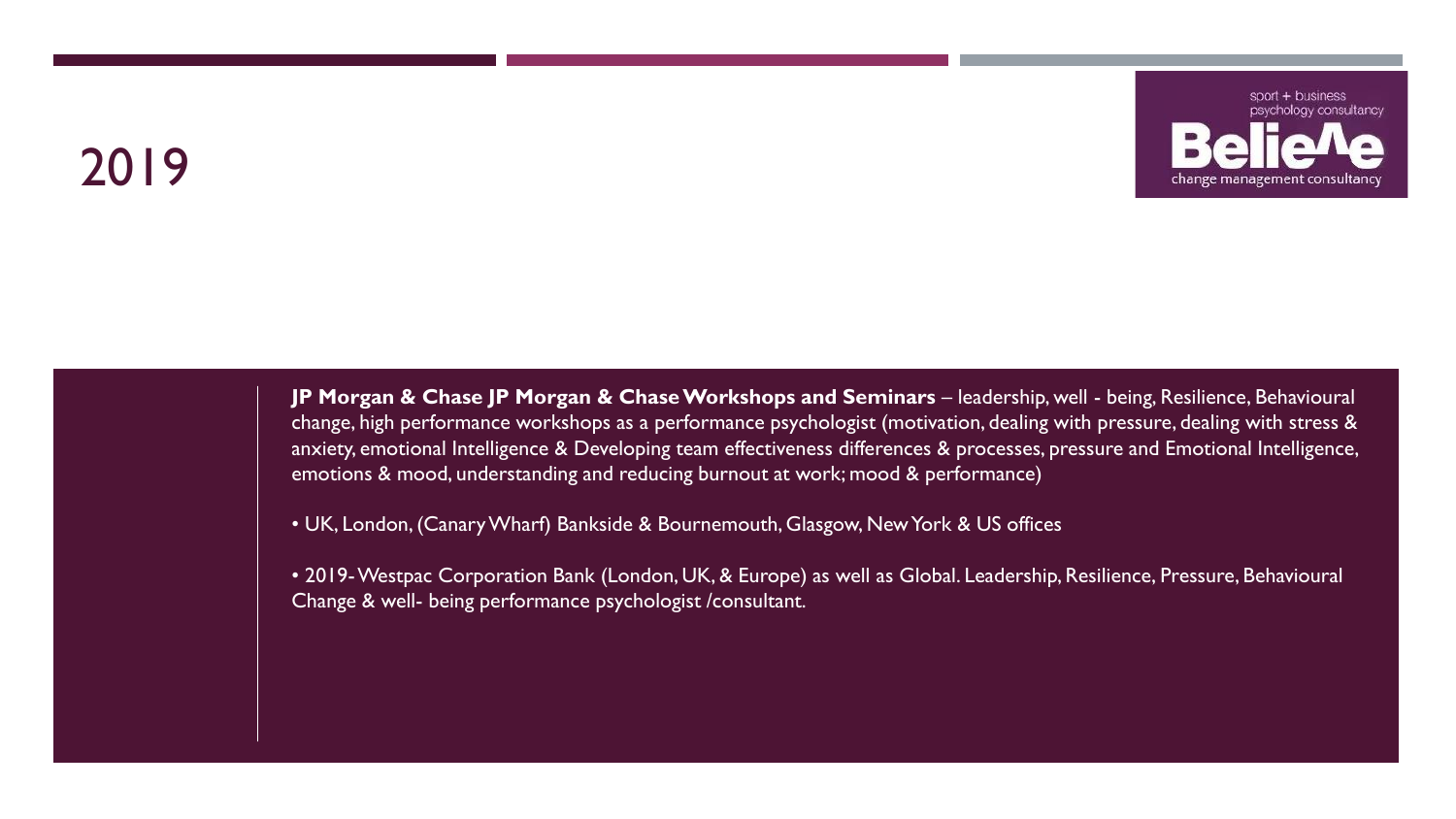# 2019

sport + business psychology consultancy

Belie^e

change management consultancy

**JP Morgan & Chase JP Morgan & Chase Workshops and Seminars** – leadership, well - being, Resilience, Behavioural change, high performance workshops as a performance psychologist (motivation, dealing with pressure, dealing with stress & anxiety, emotional Intelligence & Developing team effectiveness differences & processes, pressure and Emotional Intelligence, emotions & mood, understanding and reducing burnout at work; mood & performance)

- UK, London, (Canary Wharf) Bankside & Bournemouth, Glasgow, New York & US offices

- 2019- Westpac Corporation Bank (London, UK, & Europe) as well as Global. Leadership, Resilience, Pressure, Behavioural Change & well- being performance psychologist /consultant.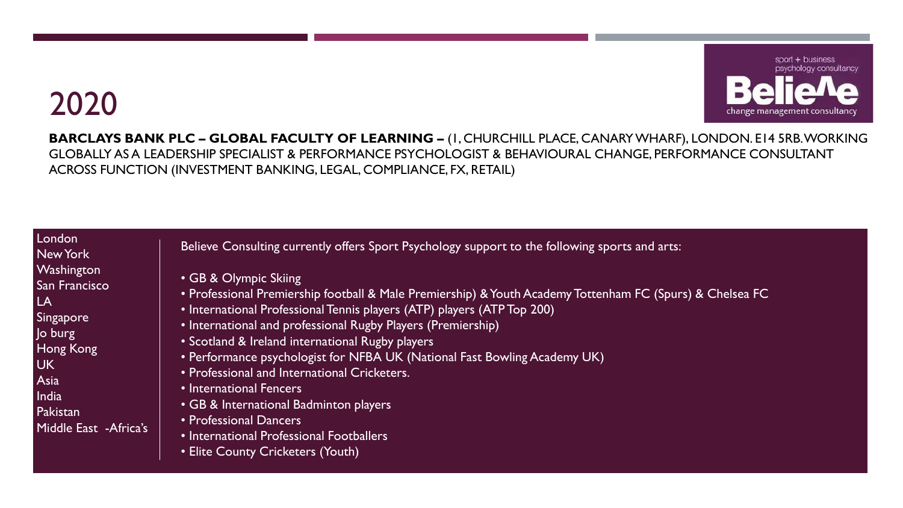# 2020

sport + business psychology consultancy

Believe

change management consultancy

**BARCLAYS BANK PLC – GLOBAL FACULTY OF LEARNING –** (1, CHURCHILL PLACE, CANARY WHARF), LONDON. E14 5RB. WORKING GLOBALLY AS A LEADERSHIP SPECIALIST & PERFORMANCE PSYCHOLOGIST & BEHAVIOURAL CHANGE, PERFORMANCE CONSULTANT ACROSS FUNCTION (INVESTMENT BANKING, LEGAL, COMPLIANCE, FX, RETAIL)

London
New York
Washington
San Francisco
LA
Singapore
Jo burg
Hong Kong
UK
Asia
India
Pakistan
Middle East -Africa's

Believe Consulting currently offers Sport Psychology support to the following sports and arts:

- GB & Olympic Skiing
- Professional Premiership football & Male Premiership) & Youth Academy Tottenham FC (Spurs) & Chelsea FC
- International Professional Tennis players (ATP) players (ATP Top 200)
- International and professional Rugby Players (Premiership)
- Scotland & Ireland international Rugby players
- Performance psychologist for NFBA UK (National Fast Bowling Academy UK)
- Professional and International Cricketers.
- International Fencers
- GB & International Badminton players
- Professional Dancers
- International Professional Footballers
- Elite County Cricketers (Youth)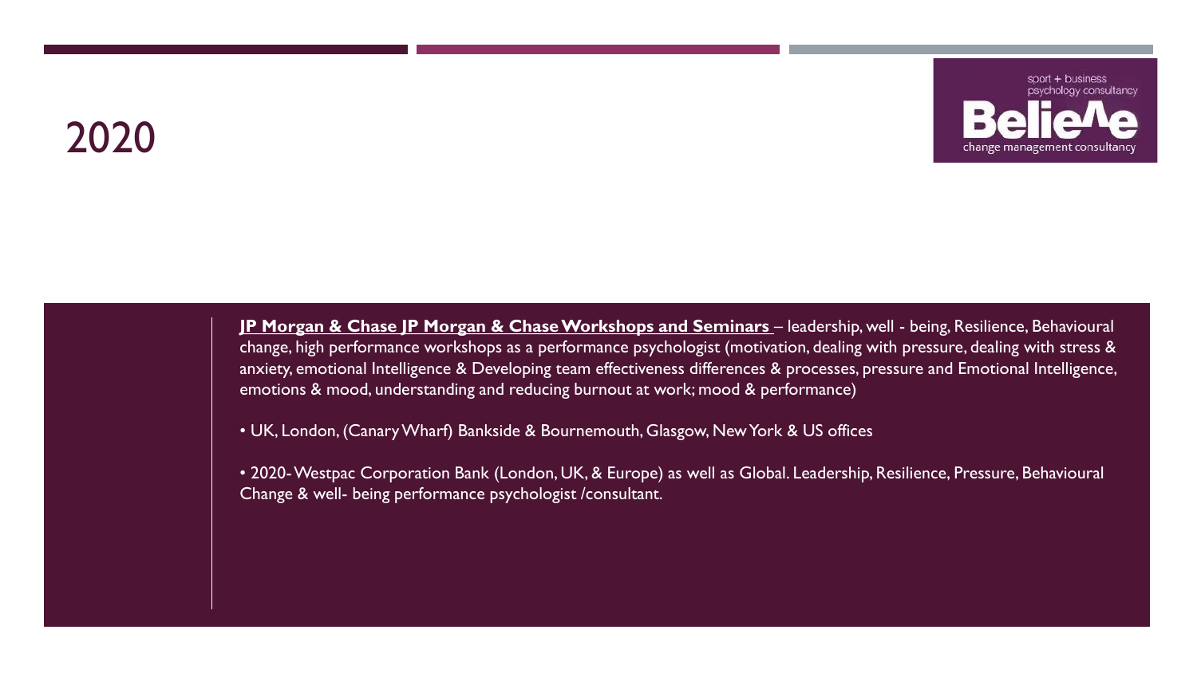# 2020

sport + business psychology consultancy
Belie^e
change management consultancy

**JP Morgan & Chase JP Morgan & Chase Workshops and Seminars** – leadership, well - being, Resilience, Behavioural change, high performance workshops as a performance psychologist (motivation, dealing with pressure, dealing with stress & anxiety, emotional Intelligence & Developing team effectiveness differences & processes, pressure and Emotional Intelligence, emotions & mood, understanding and reducing burnout at work; mood & performance)

- UK, London, (Canary Wharf) Bankside & Bournemouth, Glasgow, New York & US offices
- 2020- Westpac Corporation Bank (London, UK, & Europe) as well as Global. Leadership, Resilience, Pressure, Behavioural Change & well- being performance psychologist /consultant.